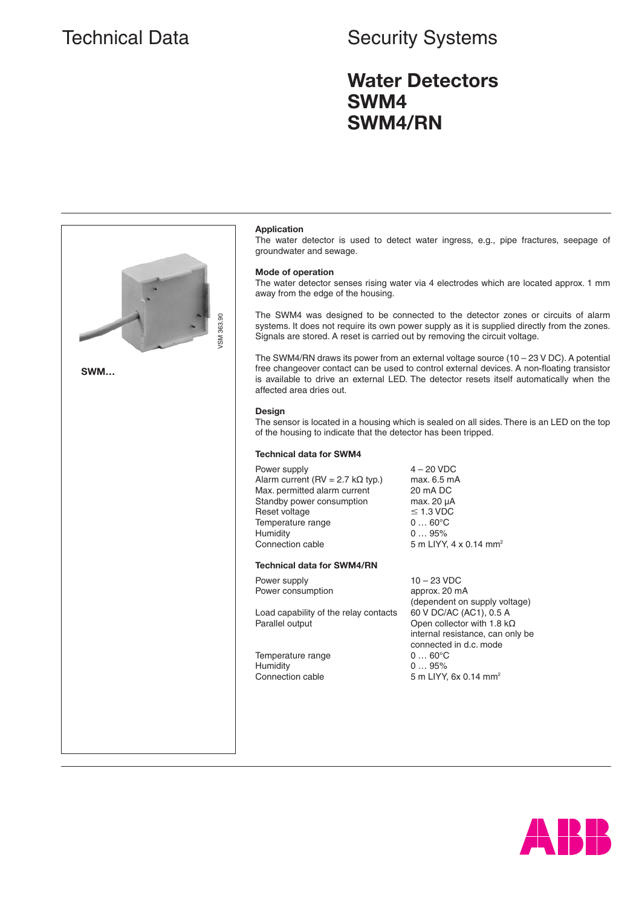# Technical Data

# Security Systems

## Water Detectors SWM4 SWM4/RN

VSM 363.90

**SWM...**

### Application

The water detector is used to detect water ingress, e.g., pipe fractures, seepage of groundwater and sewage.

### Mode of operation

The water detector senses rising water via 4 electrodes which are located approx. 1 mm away from the edge of the housing.

The SWM4 was designed to be connected to the detector zones or circuits of alarm systems. It does not require its own power supply as it is supplied directly from the zones. Signals are stored. A reset is carried out by removing the circuit voltage.

The SWM4/RN draws its power from an external voltage source (10 – 23 V DC). A potential free changeover contact can be used to control external devices. A non-floating transistor is available to drive an external LED. The detector resets itself automatically when the affected area dries out.

### Design

The sensor is located in a housing which is sealed on all sides. There is an LED on the top of the housing to indicate that the detector has been tripped.

### Technical data for SWM4

| | |
|---|---|
| Power supply | 4 – 20 VDC |
| Alarm current (RV = 2.7 kΩ typ.) | max. 6.5 mA |
| Max. permitted alarm current | 20 mA DC |
| Standby power consumption | max. 20 µA |
| Reset voltage | ≤ 1.3 VDC |
| Temperature range | 0 … 60°C |
| Humidity | 0 … 95% |
| Connection cable | 5 m LIYY, 4 x 0.14 mm² |

### Technical data for SWM4/RN

| | |
|---|---|
| Power supply | 10 – 23 VDC |
| Power consumption | approx. 20 mA (dependent on supply voltage) |
| Load capability of the relay contacts | 60 V DC/AC (AC1), 0.5 A |
| Parallel output | Open collector with 1.8 kΩ internal resistance, can only be connected in d.c. mode |
| Temperature range | 0 … 60°C |
| Humidity | 0 … 95% |
| Connection cable | 5 m LIYY, 6x 0.14 mm² |

ABB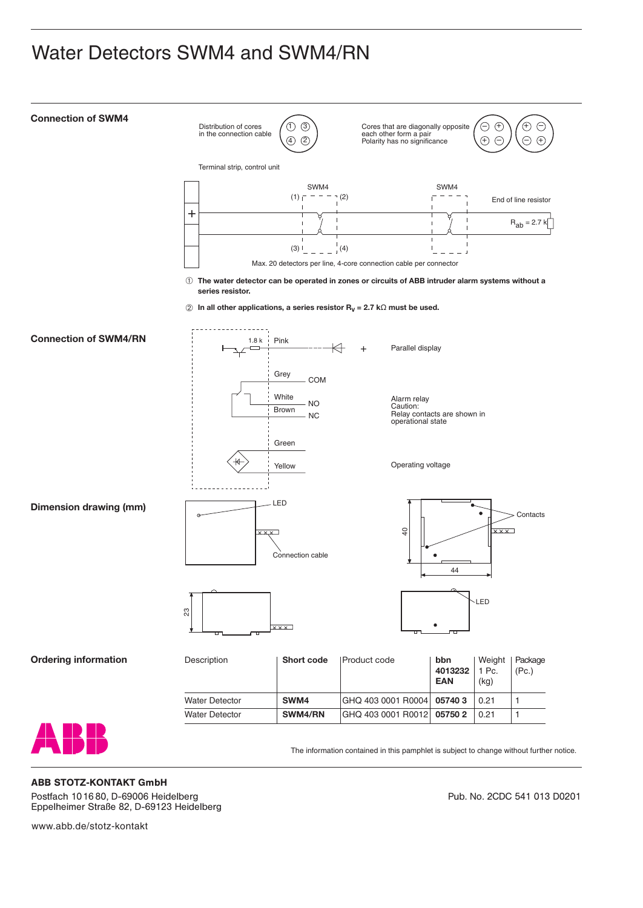# Water Detectors SWM4 and SWM4/RN

## Connection of SWM4

Distribution of cores in the connection cable

① ③
④ ②

Cores that are diagonally opposite each other form a pair
Polarity has no significance

Terminal strip, control unit

SWM4

(1) (2)

(3) (4)

SWM4

End of line resistor

$R_{ab}$ = 2.7 k

Max. 20 detectors per line, 4-core connection cable per connector

① **The water detector can be operated in zones or circuits of ABB intruder alarm systems without a series resistor.**

② **In all other applications, a series resistor $R_V$ = 2.7 kΩ must be used.**

## Connection of SWM4/RN

1.8 k

Pink — + — Parallel display

Grey — COM

White — NO

Brown — NC

Alarm relay
Caution:
Relay contacts are shown in operational state

Green

Yellow

Operating voltage

## Dimension drawing (mm)

LED

Connection cable

Contacts

40

44

23

LED

## Ordering information

| Description | Short code | Product code | bbn 4013232 EAN | Weight 1 Pc. (kg) | Package (Pc.) |
|---|---|---|---|---|---|
| Water Detector | **SWM4** | GHQ 403 0001 R0004 | **05740 3** | 0.21 | 1 |
| Water Detector | **SWM4/RN** | GHQ 403 0001 R0012 | **05750 2** | 0.21 | 1 |

The information contained in this pamphlet is subject to change without further notice.

**ABB STOTZ-KONTAKT GmbH**
Postfach 10 16 80, D-69006 Heidelberg
Eppelheimer Straße 82, D-69123 Heidelberg

www.abb.de/stotz-kontakt

Pub. No. 2CDC 541 013 D0201